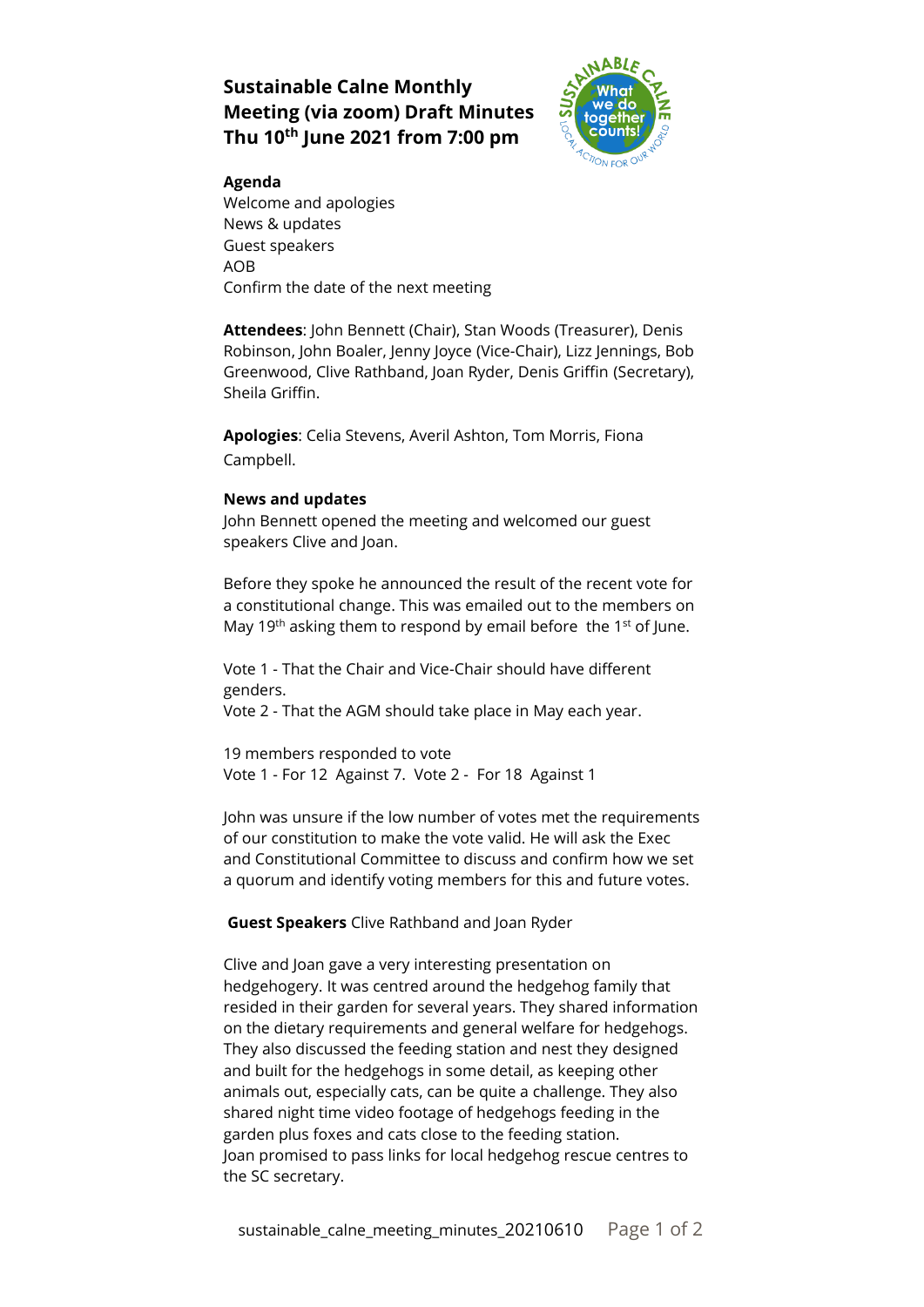# Sustainable Calne Monthly Meeting (via zoom) Draft Minutes Thu 10th June 2021 from 7:00 pm

**Agenda**

Welcome and apologies
News & updates
Guest speakers
AOB
Confirm the date of the next meeting

**Attendees**: John Bennett (Chair), Stan Woods (Treasurer), Denis Robinson, John Boaler, Jenny Joyce (Vice-Chair), Lizz Jennings, Bob Greenwood, Clive Rathband, Joan Ryder, Denis Griffin (Secretary), Sheila Griffin.

**Apologies**: Celia Stevens, Averil Ashton, Tom Morris, Fiona Campbell.

**News and updates**

John Bennett opened the meeting and welcomed our guest speakers Clive and Joan.

Before they spoke he announced the result of the recent vote for a constitutional change. This was emailed out to the members on May 19th asking them to respond by email before the 1st of June.

Vote 1 - That the Chair and Vice-Chair should have different genders.
Vote 2 - That the AGM should take place in May each year.

19 members responded to vote
Vote 1 - For 12 Against 7. Vote 2 - For 18 Against 1

John was unsure if the low number of votes met the requirements of our constitution to make the vote valid. He will ask the Exec and Constitutional Committee to discuss and confirm how we set a quorum and identify voting members for this and future votes.

**Guest Speakers** Clive Rathband and Joan Ryder

Clive and Joan gave a very interesting presentation on hedgehogery. It was centred around the hedgehog family that resided in their garden for several years. They shared information on the dietary requirements and general welfare for hedgehogs. They also discussed the feeding station and nest they designed and built for the hedgehogs in some detail, as keeping other animals out, especially cats, can be quite a challenge. They also shared night time video footage of hedgehogs feeding in the garden plus foxes and cats close to the feeding station.
Joan promised to pass links for local hedgehog rescue centres to the SC secretary.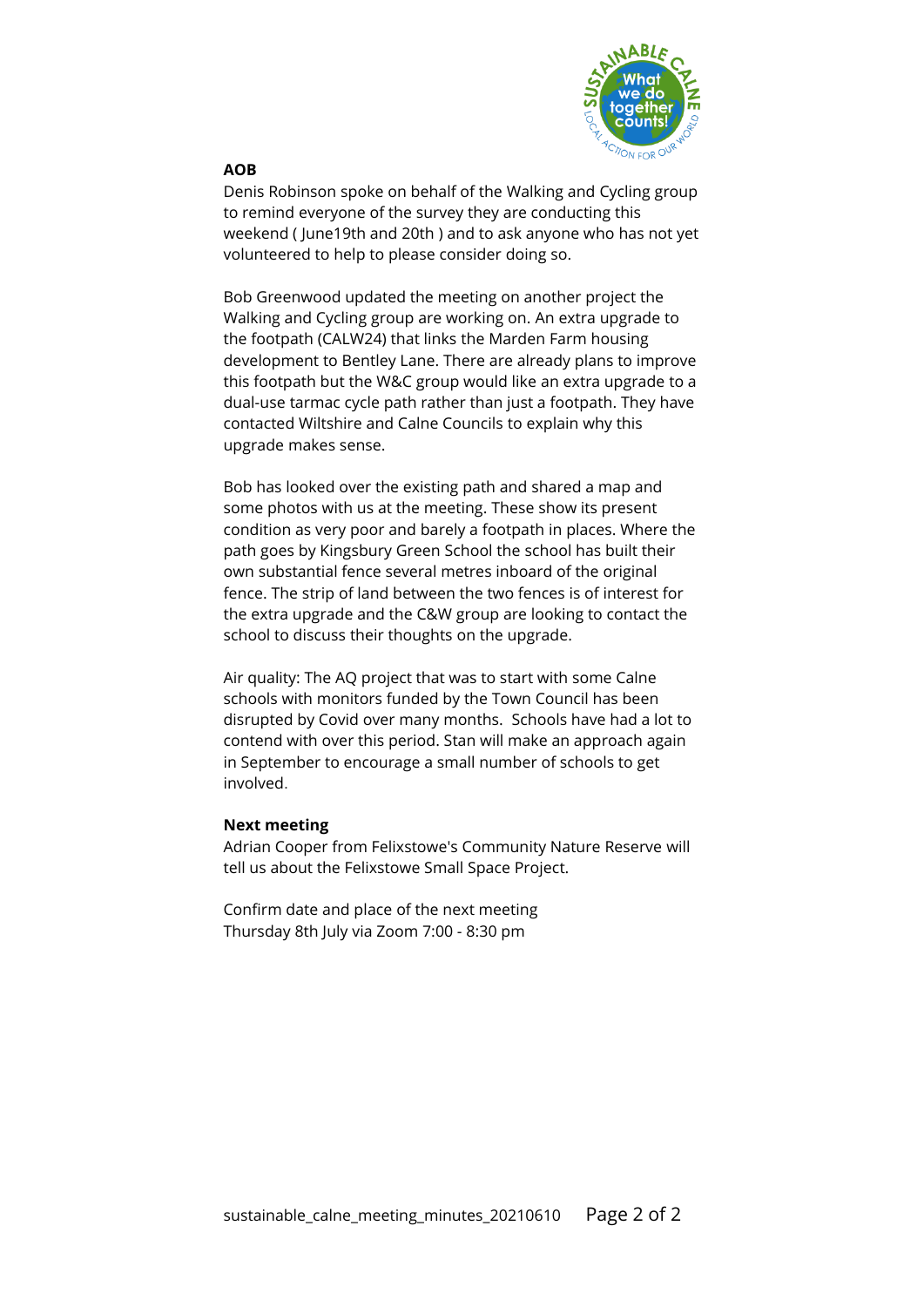**AOB**

Denis Robinson spoke on behalf of the Walking and Cycling group to remind everyone of the survey they are conducting this weekend ( June19th and 20th ) and to ask anyone who has not yet volunteered to help to please consider doing so.

Bob Greenwood updated the meeting on another project the Walking and Cycling group are working on. An extra upgrade to the footpath (CALW24) that links the Marden Farm housing development to Bentley Lane. There are already plans to improve this footpath but the W&C group would like an extra upgrade to a dual-use tarmac cycle path rather than just a footpath. They have contacted Wiltshire and Calne Councils to explain why this upgrade makes sense.

Bob has looked over the existing path and shared a map and some photos with us at the meeting. These show its present condition as very poor and barely a footpath in places. Where the path goes by Kingsbury Green School the school has built their own substantial fence several metres inboard of the original fence. The strip of land between the two fences is of interest for the extra upgrade and the C&W group are looking to contact the school to discuss their thoughts on the upgrade.

Air quality: The AQ project that was to start with some Calne schools with monitors funded by the Town Council has been disrupted by Covid over many months. Schools have had a lot to contend with over this period. Stan will make an approach again in September to encourage a small number of schools to get involved.

**Next meeting**

Adrian Cooper from Felixstowe's Community Nature Reserve will tell us about the Felixstowe Small Space Project.

Confirm date and place of the next meeting
Thursday 8th July via Zoom 7:00 - 8:30 pm